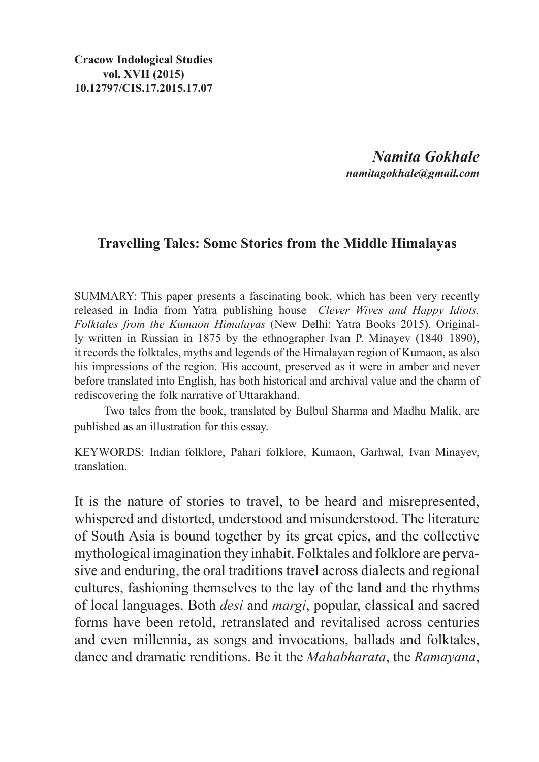**Cracow Indological Studies**
**vol. XVII (2015)**
**10.12797/CIS.17.2015.17.07**

*Namita Gokhale*
***namitagokhale@gmail.com***

## Travelling Tales: Some Stories from the Middle Himalayas

SUMMARY: This paper presents a fascinating book, which has been very recently released in India from Yatra publishing house—*Clever Wives and Happy Idiots. Folktales from the Kumaon Himalayas* (New Delhi: Yatra Books 2015). Originally written in Russian in 1875 by the ethnographer Ivan P. Minayev (1840–1890), it records the folktales, myths and legends of the Himalayan region of Kumaon, as also his impressions of the region. His account, preserved as it were in amber and never before translated into English, has both historical and archival value and the charm of rediscovering the folk narrative of Uttarakhand.

Two tales from the book, translated by Bulbul Sharma and Madhu Malik, are published as an illustration for this essay.

KEYWORDS: Indian folklore, Pahari folklore, Kumaon, Garhwal, Ivan Minayev, translation.

It is the nature of stories to travel, to be heard and misrepresented, whispered and distorted, understood and misunderstood. The literature of South Asia is bound together by its great epics, and the collective mythological imagination they inhabit. Folktales and folklore are pervasive and enduring, the oral traditions travel across dialects and regional cultures, fashioning themselves to the lay of the land and the rhythms of local languages. Both *desi* and *margi*, popular, classical and sacred forms have been retold, retranslated and revitalised across centuries and even millennia, as songs and invocations, ballads and folktales, dance and dramatic renditions. Be it the *Mahabharata*, the *Ramayana*,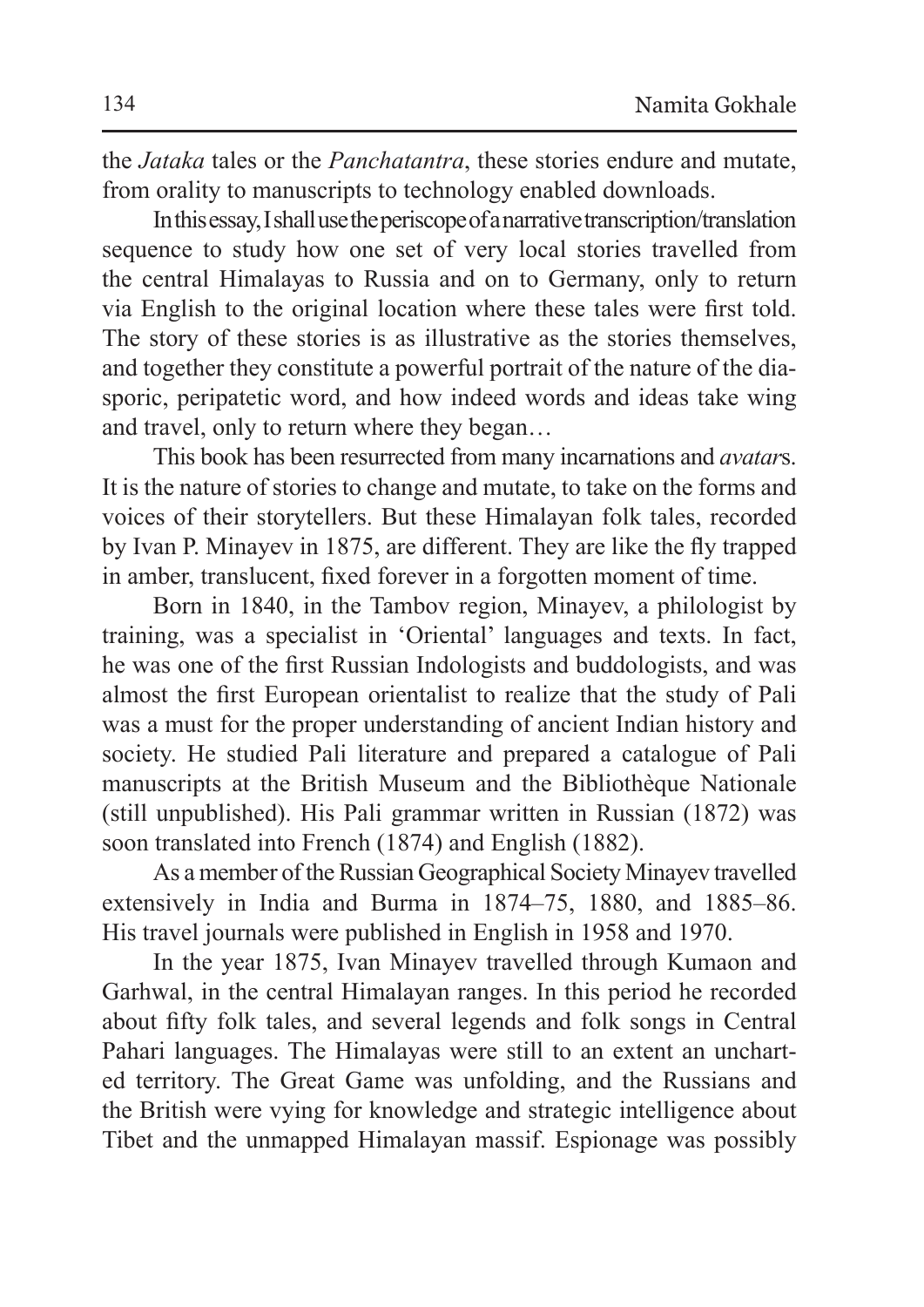the *Jataka* tales or the *Panchatantra*, these stories endure and mutate, from orality to manuscripts to technology enabled downloads.

In this essay, I shall use the periscope of a narrative transcription/translation sequence to study how one set of very local stories travelled from the central Himalayas to Russia and on to Germany, only to return via English to the original location where these tales were first told. The story of these stories is as illustrative as the stories themselves, and together they constitute a powerful portrait of the nature of the diasporic, peripatetic word, and how indeed words and ideas take wing and travel, only to return where they began…

This book has been resurrected from many incarnations and *avatar*s. It is the nature of stories to change and mutate, to take on the forms and voices of their storytellers. But these Himalayan folk tales, recorded by Ivan P. Minayev in 1875, are different. They are like the fly trapped in amber, translucent, fixed forever in a forgotten moment of time.

Born in 1840, in the Tambov region, Minayev, a philologist by training, was a specialist in 'Oriental' languages and texts. In fact, he was one of the first Russian Indologists and buddologists, and was almost the first European orientalist to realize that the study of Pali was a must for the proper understanding of ancient Indian history and society. He studied Pali literature and prepared a catalogue of Pali manuscripts at the British Museum and the Bibliothèque Nationale (still unpublished). His Pali grammar written in Russian (1872) was soon translated into French (1874) and English (1882).

As a member of the Russian Geographical Society Minayev travelled extensively in India and Burma in 1874–75, 1880, and 1885–86. His travel journals were published in English in 1958 and 1970.

In the year 1875, Ivan Minayev travelled through Kumaon and Garhwal, in the central Himalayan ranges. In this period he recorded about fifty folk tales, and several legends and folk songs in Central Pahari languages. The Himalayas were still to an extent an uncharted territory. The Great Game was unfolding, and the Russians and the British were vying for knowledge and strategic intelligence about Tibet and the unmapped Himalayan massif. Espionage was possibly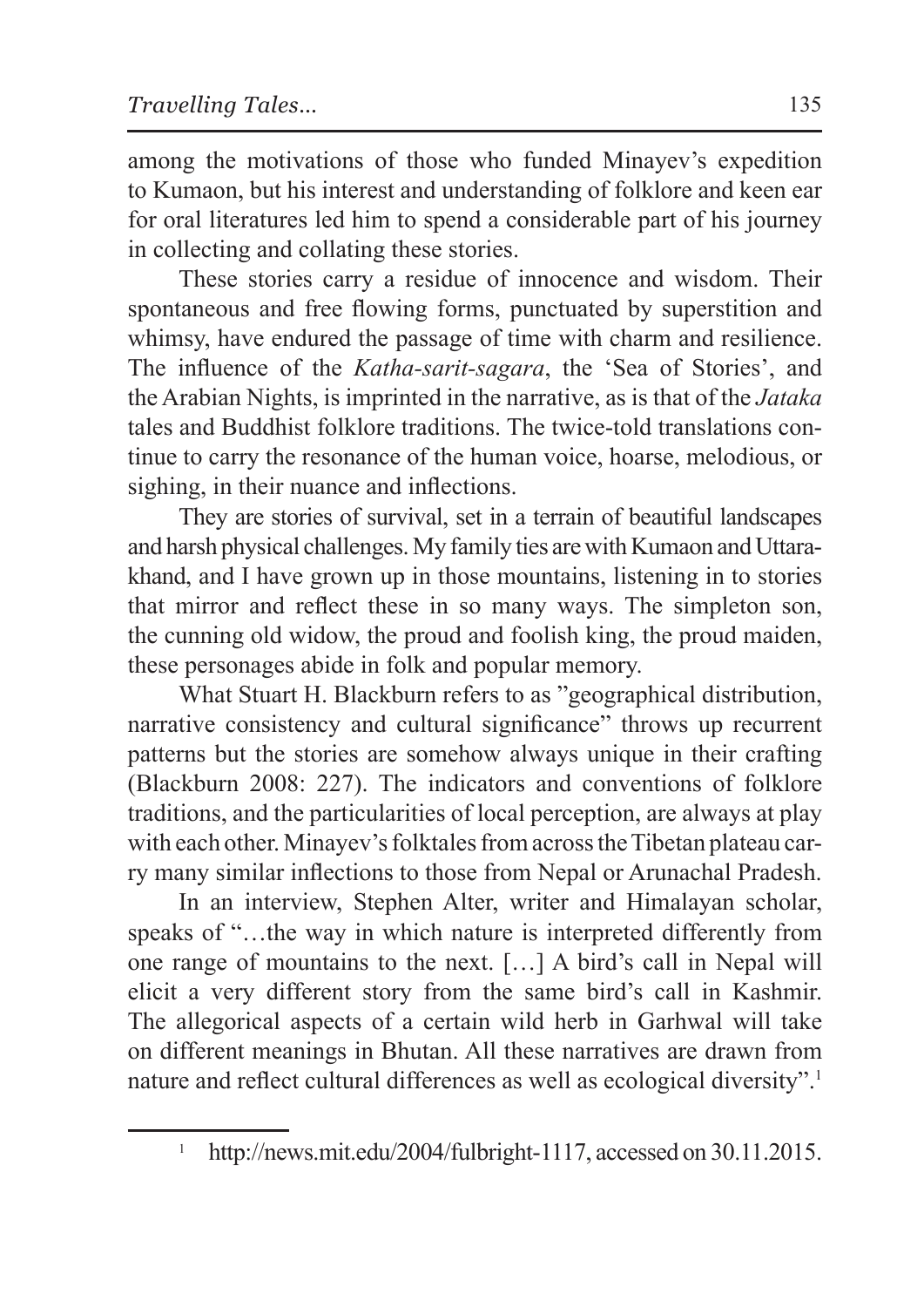among the motivations of those who funded Minayev's expedition to Kumaon, but his interest and understanding of folklore and keen ear for oral literatures led him to spend a considerable part of his journey in collecting and collating these stories.

These stories carry a residue of innocence and wisdom. Their spontaneous and free flowing forms, punctuated by superstition and whimsy, have endured the passage of time with charm and resilience. The influence of the *Katha-sarit-sagara*, the 'Sea of Stories', and the Arabian Nights, is imprinted in the narrative, as is that of the *Jataka* tales and Buddhist folklore traditions. The twice-told translations continue to carry the resonance of the human voice, hoarse, melodious, or sighing, in their nuance and inflections.

They are stories of survival, set in a terrain of beautiful landscapes and harsh physical challenges. My family ties are with Kumaon and Uttarakhand, and I have grown up in those mountains, listening in to stories that mirror and reflect these in so many ways. The simpleton son, the cunning old widow, the proud and foolish king, the proud maiden, these personages abide in folk and popular memory.

What Stuart H. Blackburn refers to as "geographical distribution, narrative consistency and cultural significance" throws up recurrent patterns but the stories are somehow always unique in their crafting (Blackburn 2008: 227). The indicators and conventions of folklore traditions, and the particularities of local perception, are always at play with each other. Minayev's folktales from across the Tibetan plateau carry many similar inflections to those from Nepal or Arunachal Pradesh.

In an interview, Stephen Alter, writer and Himalayan scholar, speaks of "…the way in which nature is interpreted differently from one range of mountains to the next. […] A bird's call in Nepal will elicit a very different story from the same bird's call in Kashmir. The allegorical aspects of a certain wild herb in Garhwal will take on different meanings in Bhutan. All these narratives are drawn from nature and reflect cultural differences as well as ecological diversity".[1]

---

[1] http://news.mit.edu/2004/fulbright-1117, accessed on 30.11.2015.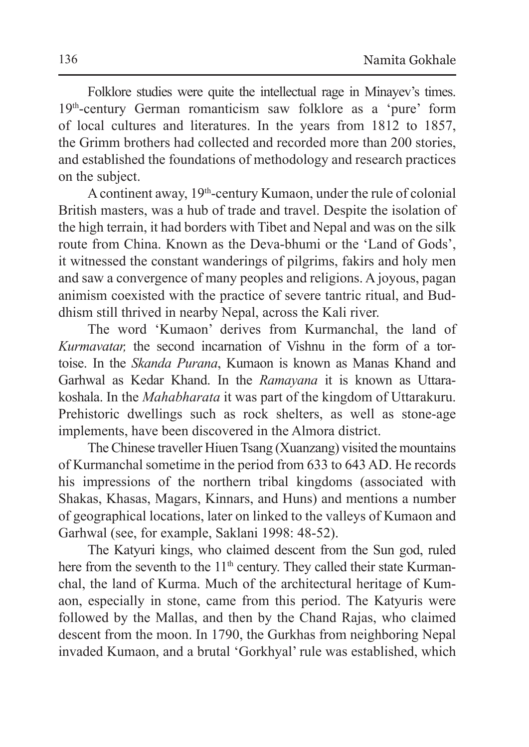Folklore studies were quite the intellectual rage in Minayev's times. 19th-century German romanticism saw folklore as a 'pure' form of local cultures and literatures. In the years from 1812 to 1857, the Grimm brothers had collected and recorded more than 200 stories, and established the foundations of methodology and research practices on the subject.

A continent away, 19th-century Kumaon, under the rule of colonial British masters, was a hub of trade and travel. Despite the isolation of the high terrain, it had borders with Tibet and Nepal and was on the silk route from China. Known as the Deva-bhumi or the 'Land of Gods', it witnessed the constant wanderings of pilgrims, fakirs and holy men and saw a convergence of many peoples and religions. A joyous, pagan animism coexisted with the practice of severe tantric ritual, and Buddhism still thrived in nearby Nepal, across the Kali river.

The word 'Kumaon' derives from Kurmanchal, the land of *Kurmavatar,* the second incarnation of Vishnu in the form of a tortoise. In the *Skanda Purana*, Kumaon is known as Manas Khand and Garhwal as Kedar Khand. In the *Ramayana* it is known as Uttarakoshala. In the *Mahabharata* it was part of the kingdom of Uttarakuru. Prehistoric dwellings such as rock shelters, as well as stone-age implements, have been discovered in the Almora district.

The Chinese traveller Hiuen Tsang (Xuanzang) visited the mountains of Kurmanchal sometime in the period from 633 to 643 AD. He records his impressions of the northern tribal kingdoms (associated with Shakas, Khasas, Magars, Kinnars, and Huns) and mentions a number of geographical locations, later on linked to the valleys of Kumaon and Garhwal (see, for example, Saklani 1998: 48-52).

The Katyuri kings, who claimed descent from the Sun god, ruled here from the seventh to the 11th century. They called their state Kurmanchal, the land of Kurma. Much of the architectural heritage of Kumaon, especially in stone, came from this period. The Katyuris were followed by the Mallas, and then by the Chand Rajas, who claimed descent from the moon. In 1790, the Gurkhas from neighboring Nepal invaded Kumaon, and a brutal 'Gorkhyal' rule was established, which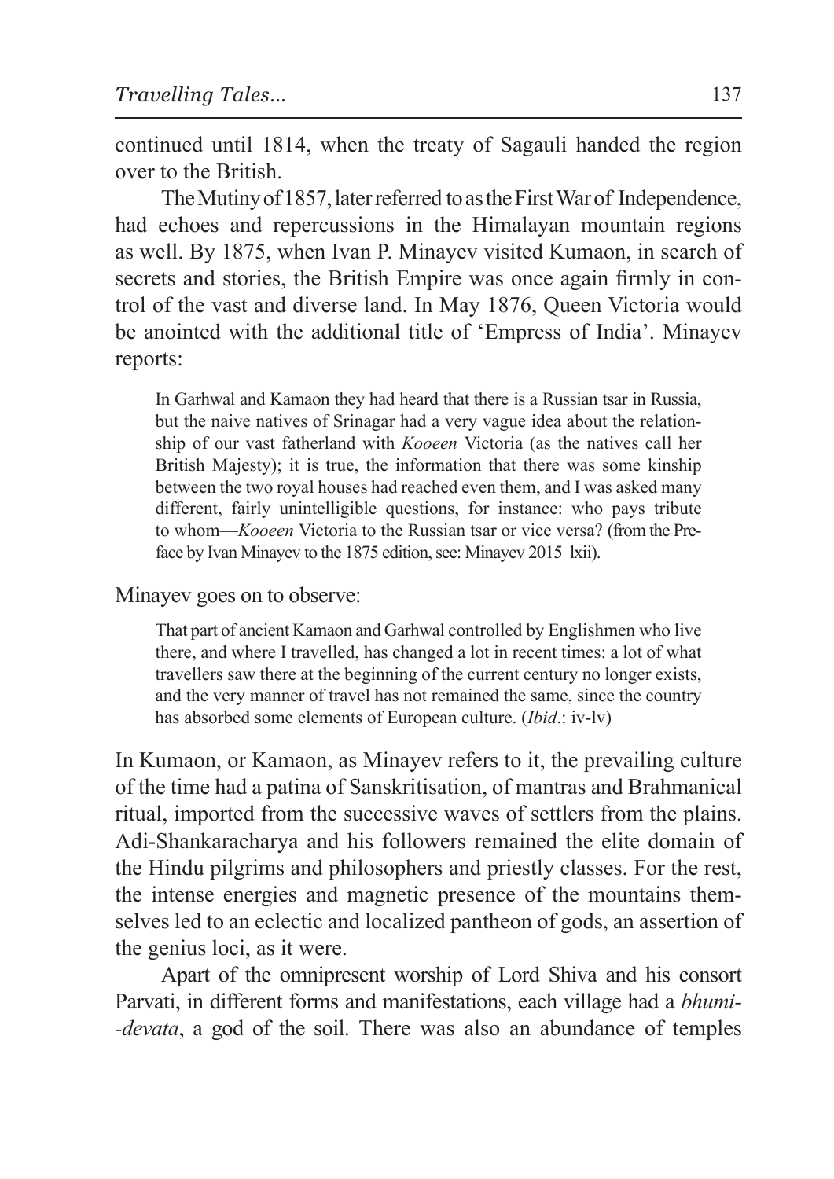continued until 1814, when the treaty of Sagauli handed the region over to the British.

The Mutiny of 1857, later referred to as the First War of Independence, had echoes and repercussions in the Himalayan mountain regions as well. By 1875, when Ivan P. Minayev visited Kumaon, in search of secrets and stories, the British Empire was once again firmly in control of the vast and diverse land. In May 1876, Queen Victoria would be anointed with the additional title of 'Empress of India'. Minayev reports:

> In Garhwal and Kamaon they had heard that there is a Russian tsar in Russia, but the naive natives of Srinagar had a very vague idea about the relationship of our vast fatherland with *Kooeen* Victoria (as the natives call her British Majesty); it is true, the information that there was some kinship between the two royal houses had reached even them, and I was asked many different, fairly unintelligible questions, for instance: who pays tribute to whom—*Kooeen* Victoria to the Russian tsar or vice versa? (from the Preface by Ivan Minayev to the 1875 edition, see: Minayev 2015 lxii).

Minayev goes on to observe:

> That part of ancient Kamaon and Garhwal controlled by Englishmen who live there, and where I travelled, has changed a lot in recent times: a lot of what travellers saw there at the beginning of the current century no longer exists, and the very manner of travel has not remained the same, since the country has absorbed some elements of European culture. (*Ibid*.: iv-lv)

In Kumaon, or Kamaon, as Minayev refers to it, the prevailing culture of the time had a patina of Sanskritisation, of mantras and Brahmanical ritual, imported from the successive waves of settlers from the plains. Adi-Shankaracharya and his followers remained the elite domain of the Hindu pilgrims and philosophers and priestly classes. For the rest, the intense energies and magnetic presence of the mountains themselves led to an eclectic and localized pantheon of gods, an assertion of the genius loci, as it were.

Apart of the omnipresent worship of Lord Shiva and his consort Parvati, in different forms and manifestations, each village had a *bhumi--devata*, a god of the soil. There was also an abundance of temples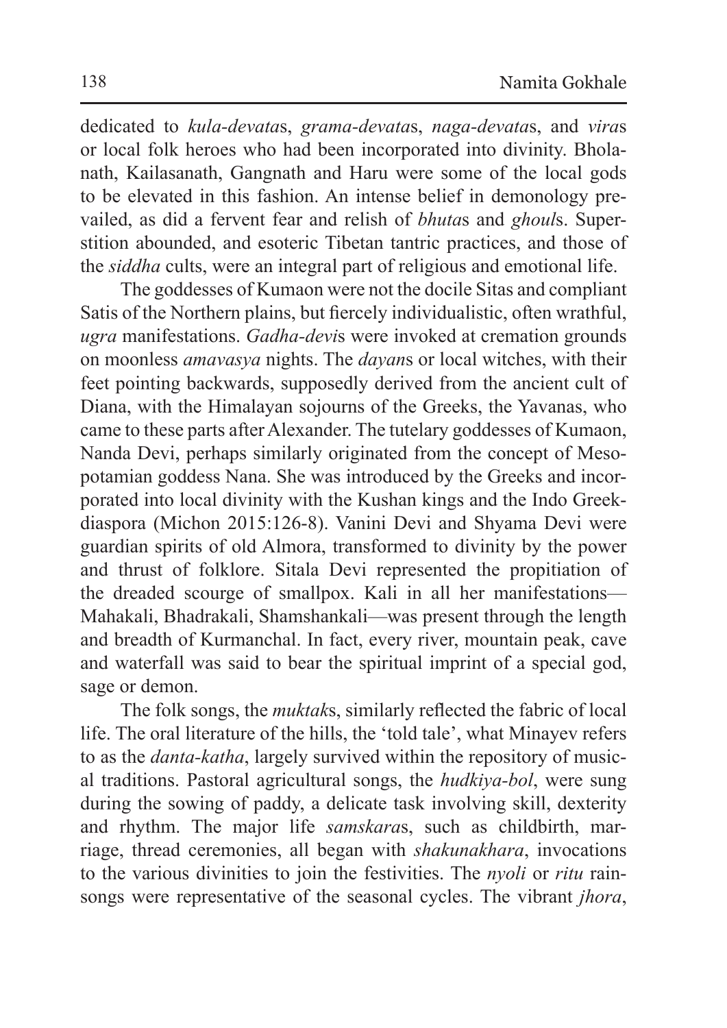dedicated to *kula-devata*s, *grama-devata*s, *naga-devata*s, and *vira*s or local folk heroes who had been incorporated into divinity. Bholanath, Kailasanath, Gangnath and Haru were some of the local gods to be elevated in this fashion. An intense belief in demonology prevailed, as did a fervent fear and relish of *bhuta*s and *ghoul*s. Superstition abounded, and esoteric Tibetan tantric practices, and those of the *siddha* cults, were an integral part of religious and emotional life.

The goddesses of Kumaon were not the docile Sitas and compliant Satis of the Northern plains, but fiercely individualistic, often wrathful, *ugra* manifestations. *Gadha-devi*s were invoked at cremation grounds on moonless *amavasya* nights. The *dayan*s or local witches, with their feet pointing backwards, supposedly derived from the ancient cult of Diana, with the Himalayan sojourns of the Greeks, the Yavanas, who came to these parts after Alexander. The tutelary goddesses of Kumaon, Nanda Devi, perhaps similarly originated from the concept of Mesopotamian goddess Nana. She was introduced by the Greeks and incorporated into local divinity with the Kushan kings and the Indo Greekdiaspora (Michon 2015:126-8). Vanini Devi and Shyama Devi were guardian spirits of old Almora, transformed to divinity by the power and thrust of folklore. Sitala Devi represented the propitiation of the dreaded scourge of smallpox. Kali in all her manifestations—Mahakali, Bhadrakali, Shamshankali—was present through the length and breadth of Kurmanchal. In fact, every river, mountain peak, cave and waterfall was said to bear the spiritual imprint of a special god, sage or demon.

The folk songs, the *muktak*s, similarly reflected the fabric of local life. The oral literature of the hills, the 'told tale', what Minayev refers to as the *danta-katha*, largely survived within the repository of musical traditions. Pastoral agricultural songs, the *hudkiya-bol*, were sung during the sowing of paddy, a delicate task involving skill, dexterity and rhythm. The major life *samskara*s, such as childbirth, marriage, thread ceremonies, all began with *shakunakhara*, invocations to the various divinities to join the festivities. The *nyoli* or *ritu* rain-songs were representative of the seasonal cycles. The vibrant *jhora*,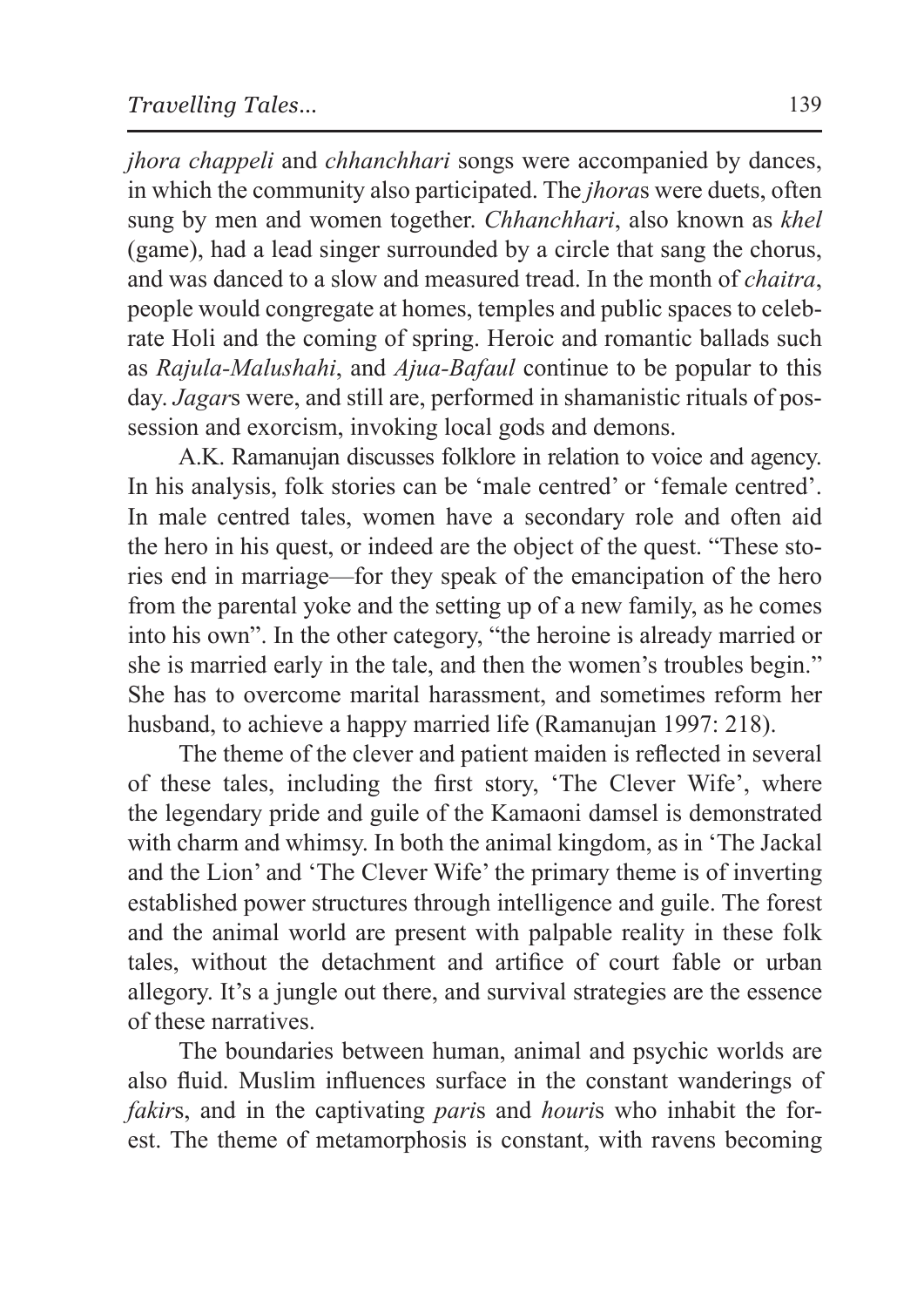*jhora chappeli* and *chhanchhari* songs were accompanied by dances, in which the community also participated. The *jhora*s were duets, often sung by men and women together. *Chhanchhari*, also known as *khel* (game), had a lead singer surrounded by a circle that sang the chorus, and was danced to a slow and measured tread. In the month of *chaitra*, people would congregate at homes, temples and public spaces to celebrate Holi and the coming of spring. Heroic and romantic ballads such as *Rajula-Malushahi*, and *Ajua-Bafaul* continue to be popular to this day. *Jagar*s were, and still are, performed in shamanistic rituals of possession and exorcism, invoking local gods and demons.

A.K. Ramanujan discusses folklore in relation to voice and agency. In his analysis, folk stories can be 'male centred' or 'female centred'. In male centred tales, women have a secondary role and often aid the hero in his quest, or indeed are the object of the quest. "These stories end in marriage—for they speak of the emancipation of the hero from the parental yoke and the setting up of a new family, as he comes into his own". In the other category, "the heroine is already married or she is married early in the tale, and then the women's troubles begin." She has to overcome marital harassment, and sometimes reform her husband, to achieve a happy married life (Ramanujan 1997: 218).

The theme of the clever and patient maiden is reflected in several of these tales, including the first story, 'The Clever Wife', where the legendary pride and guile of the Kamaoni damsel is demonstrated with charm and whimsy. In both the animal kingdom, as in 'The Jackal and the Lion' and 'The Clever Wife' the primary theme is of inverting established power structures through intelligence and guile. The forest and the animal world are present with palpable reality in these folk tales, without the detachment and artifice of court fable or urban allegory. It's a jungle out there, and survival strategies are the essence of these narratives.

The boundaries between human, animal and psychic worlds are also fluid. Muslim influences surface in the constant wanderings of *fakir*s, and in the captivating *pari*s and *houri*s who inhabit the forest. The theme of metamorphosis is constant, with ravens becoming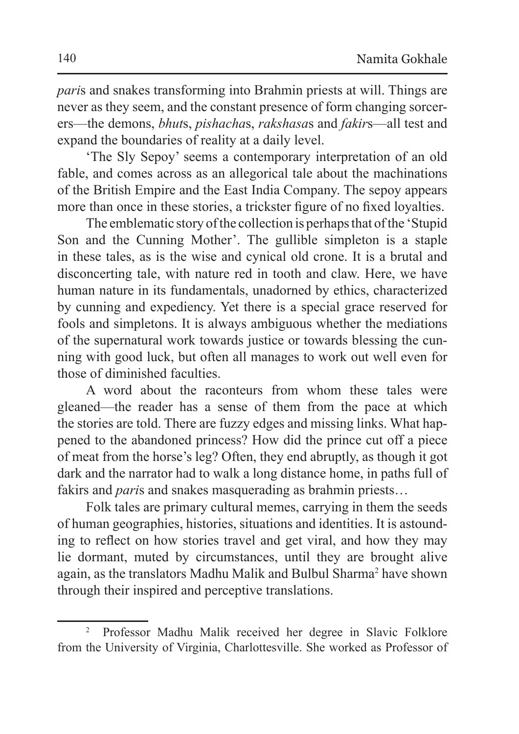*pari*s and snakes transforming into Brahmin priests at will. Things are never as they seem, and the constant presence of form changing sorcerers—the demons, *bhut*s, *pishacha*s, *rakshasa*s and *fakir*s—all test and expand the boundaries of reality at a daily level.

'The Sly Sepoy' seems a contemporary interpretation of an old fable, and comes across as an allegorical tale about the machinations of the British Empire and the East India Company. The sepoy appears more than once in these stories, a trickster figure of no fixed loyalties.

The emblematic story of the collection is perhaps that of the 'Stupid Son and the Cunning Mother'. The gullible simpleton is a staple in these tales, as is the wise and cynical old crone. It is a brutal and disconcerting tale, with nature red in tooth and claw. Here, we have human nature in its fundamentals, unadorned by ethics, characterized by cunning and expediency. Yet there is a special grace reserved for fools and simpletons. It is always ambiguous whether the mediations of the supernatural work towards justice or towards blessing the cunning with good luck, but often all manages to work out well even for those of diminished faculties.

A word about the raconteurs from whom these tales were gleaned—the reader has a sense of them from the pace at which the stories are told. There are fuzzy edges and missing links. What happened to the abandoned princess? How did the prince cut off a piece of meat from the horse's leg? Often, they end abruptly, as though it got dark and the narrator had to walk a long distance home, in paths full of fakirs and *pari*s and snakes masquerading as brahmin priests…

Folk tales are primary cultural memes, carrying in them the seeds of human geographies, histories, situations and identities. It is astounding to reflect on how stories travel and get viral, and how they may lie dormant, muted by circumstances, until they are brought alive again, as the translators Madhu Malik and Bulbul Sharma[2] have shown through their inspired and perceptive translations.

---

[2] Professor Madhu Malik received her degree in Slavic Folklore from the University of Virginia, Charlottesville. She worked as Professor of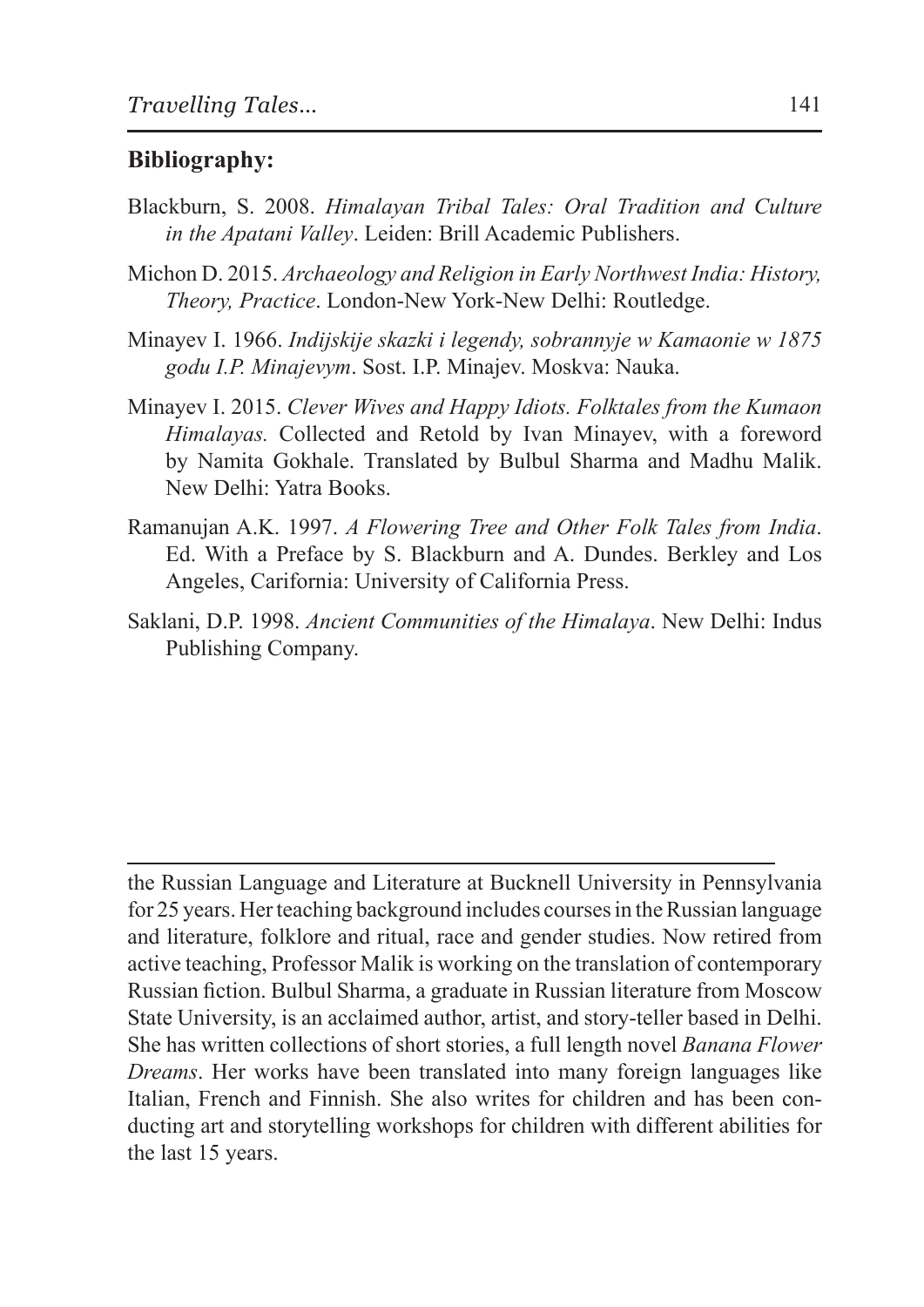## Bibliography:

Blackburn, S. 2008. *Himalayan Tribal Tales: Oral Tradition and Culture in the Apatani Valley*. Leiden: Brill Academic Publishers.

Michon D. 2015. *Archaeology and Religion in Early Northwest India: History, Theory, Practice*. London-New York-New Delhi: Routledge.

Minayev I. 1966. *Indijskije skazki i legendy, sobrannyje w Kamaonie w 1875 godu I.P. Minajevym*. Sost. I.P. Minajev. Moskva: Nauka.

Minayev I. 2015. *Clever Wives and Happy Idiots. Folktales from the Kumaon Himalayas.* Collected and Retold by Ivan Minayev, with a foreword by Namita Gokhale. Translated by Bulbul Sharma and Madhu Malik. New Delhi: Yatra Books.

Ramanujan A.K. 1997. *A Flowering Tree and Other Folk Tales from India*. Ed. With a Preface by S. Blackburn and A. Dundes. Berkley and Los Angeles, Carifornia: University of California Press.

Saklani, D.P. 1998. *Ancient Communities of the Himalaya*. New Delhi: Indus Publishing Company.

---

the Russian Language and Literature at Bucknell University in Pennsylvania for 25 years. Her teaching background includes courses in the Russian language and literature, folklore and ritual, race and gender studies. Now retired from active teaching, Professor Malik is working on the translation of contemporary Russian fiction. Bulbul Sharma, a graduate in Russian literature from Moscow State University, is an acclaimed author, artist, and story-teller based in Delhi. She has written collections of short stories, a full length novel *Banana Flower Dreams*. Her works have been translated into many foreign languages like Italian, French and Finnish. She also writes for children and has been conducting art and storytelling workshops for children with different abilities for the last 15 years.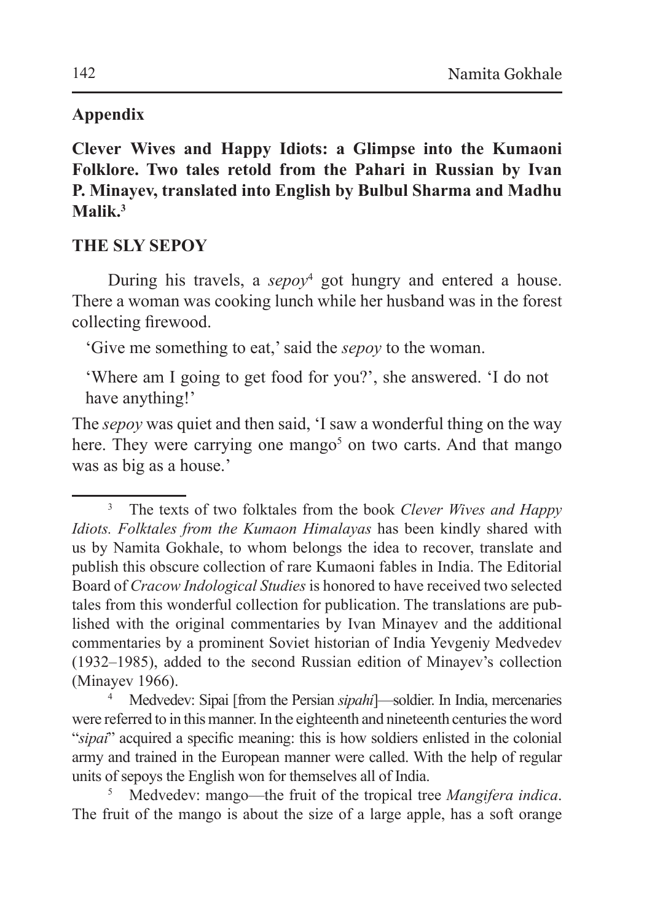## Appendix

**Clever Wives and Happy Idiots: a Glimpse into the Kumaoni Folklore. Two tales retold from the Pahari in Russian by Ivan P. Minayev, translated into English by Bulbul Sharma and Madhu Malik.**[3]

### THE SLY SEPOY

During his travels, a *sepoy*[4] got hungry and entered a house. There a woman was cooking lunch while her husband was in the forest collecting firewood.

'Give me something to eat,' said the *sepoy* to the woman.

'Where am I going to get food for you?', she answered. 'I do not have anything!'

The *sepoy* was quiet and then said, 'I saw a wonderful thing on the way here. They were carrying one mango[5] on two carts. And that mango was as big as a house.'

---

[3] The texts of two folktales from the book *Clever Wives and Happy Idiots. Folktales from the Kumaon Himalayas* has been kindly shared with us by Namita Gokhale, to whom belongs the idea to recover, translate and publish this obscure collection of rare Kumaoni fables in India. The Editorial Board of *Cracow Indological Studies* is honored to have received two selected tales from this wonderful collection for publication. The translations are published with the original commentaries by Ivan Minayev and the additional commentaries by a prominent Soviet historian of India Yevgeniy Medvedev (1932–1985), added to the second Russian edition of Minayev's collection (Minayev 1966).

[4] Medvedev: Sipai [from the Persian *sipahi*]—soldier. In India, mercenaries were referred to in this manner. In the eighteenth and nineteenth centuries the word "*sipai*" acquired a specific meaning: this is how soldiers enlisted in the colonial army and trained in the European manner were called. With the help of regular units of sepoys the English won for themselves all of India.

[5] Medvedev: mango—the fruit of the tropical tree *Mangifera indica*. The fruit of the mango is about the size of a large apple, has a soft orange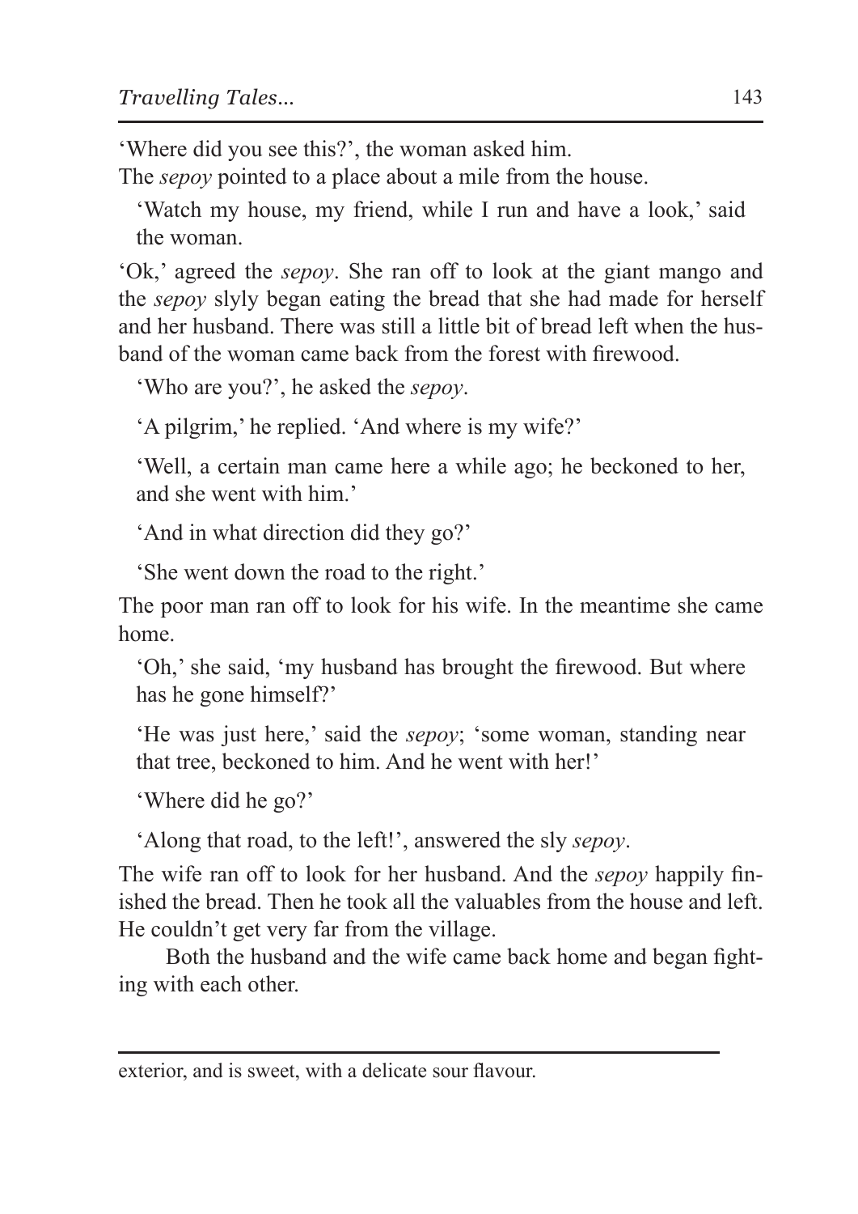'Where did you see this?', the woman asked him.

The *sepoy* pointed to a place about a mile from the house.

'Watch my house, my friend, while I run and have a look,' said the woman.

'Ok,' agreed the *sepoy*. She ran off to look at the giant mango and the *sepoy* slyly began eating the bread that she had made for herself and her husband. There was still a little bit of bread left when the husband of the woman came back from the forest with firewood.

'Who are you?', he asked the *sepoy*.

'A pilgrim,' he replied. 'And where is my wife?'

'Well, a certain man came here a while ago; he beckoned to her, and she went with him.'

'And in what direction did they go?'

'She went down the road to the right.'

The poor man ran off to look for his wife. In the meantime she came home.

'Oh,' she said, 'my husband has brought the firewood. But where has he gone himself?'

'He was just here,' said the *sepoy*; 'some woman, standing near that tree, beckoned to him. And he went with her!'

'Where did he go?'

'Along that road, to the left!', answered the sly *sepoy*.

The wife ran off to look for her husband. And the *sepoy* happily finished the bread. Then he took all the valuables from the house and left. He couldn't get very far from the village.

Both the husband and the wife came back home and began fighting with each other.

---

exterior, and is sweet, with a delicate sour flavour.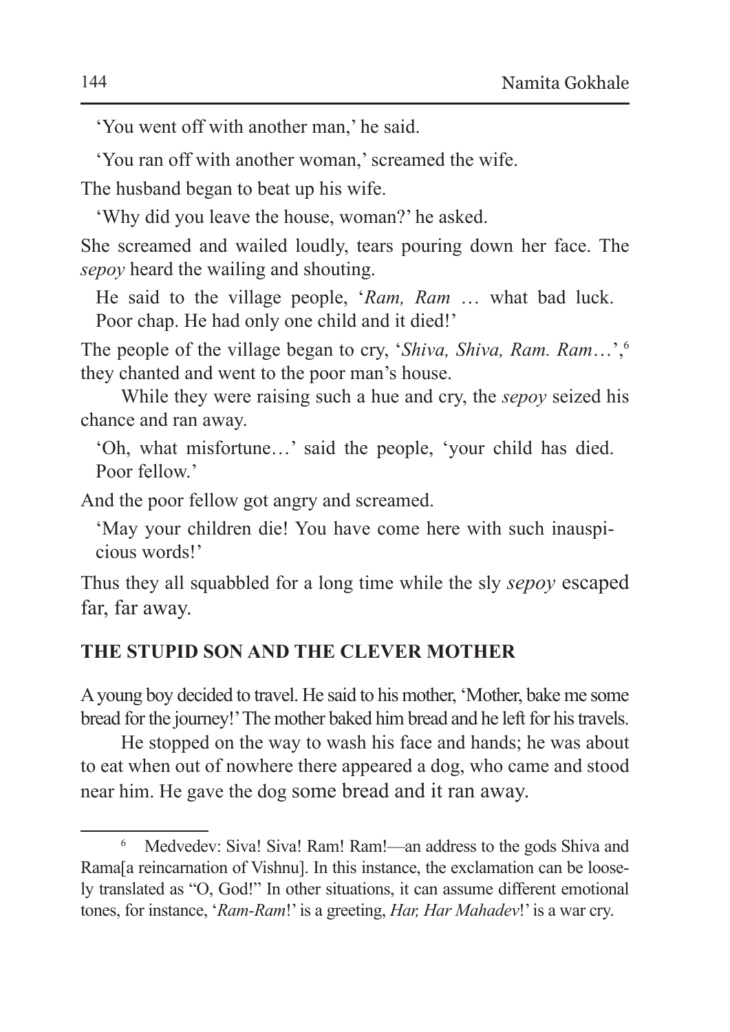'You went off with another man,' he said.

'You ran off with another woman,' screamed the wife.

The husband began to beat up his wife.

'Why did you leave the house, woman?' he asked.

She screamed and wailed loudly, tears pouring down her face. The *sepoy* heard the wailing and shouting.

He said to the village people, '*Ram, Ram* … what bad luck. Poor chap. He had only one child and it died!'

The people of the village began to cry, '*Shiva, Shiva, Ram. Ram*…',[6] they chanted and went to the poor man's house.

While they were raising such a hue and cry, the *sepoy* seized his chance and ran away.

'Oh, what misfortune…' said the people, 'your child has died. Poor fellow.'

And the poor fellow got angry and screamed.

'May your children die! You have come here with such inauspicious words!'

Thus they all squabbled for a long time while the sly *sepoy* escaped far, far away.

## THE STUPID SON AND THE CLEVER MOTHER

A young boy decided to travel. He said to his mother, 'Mother, bake me some bread for the journey!' The mother baked him bread and he left for his travels.

He stopped on the way to wash his face and hands; he was about to eat when out of nowhere there appeared a dog, who came and stood near him. He gave the dog some bread and it ran away.

---

[6] Medvedev: Siva! Siva! Ram! Ram!—an address to the gods Shiva and Rama[a reincarnation of Vishnu]. In this instance, the exclamation can be loosely translated as "O, God!" In other situations, it can assume different emotional tones, for instance, '*Ram-Ram*!' is a greeting, *Har, Har Mahadev*!' is a war cry.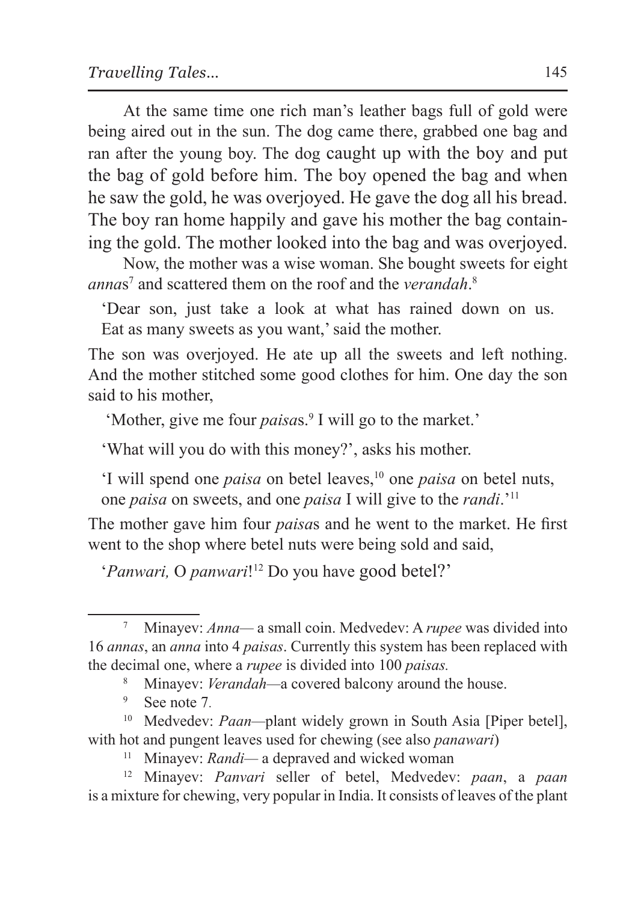At the same time one rich man's leather bags full of gold were being aired out in the sun. The dog came there, grabbed one bag and ran after the young boy. The dog caught up with the boy and put the bag of gold before him. The boy opened the bag and when he saw the gold, he was overjoyed. He gave the dog all his bread. The boy ran home happily and gave his mother the bag containing the gold. The mother looked into the bag and was overjoyed.

Now, the mother was a wise woman. She bought sweets for eight *anna*s[7] and scattered them on the roof and the *verandah*.[8]

> 'Dear son, just take a look at what has rained down on us. Eat as many sweets as you want,' said the mother.

The son was overjoyed. He ate up all the sweets and left nothing. And the mother stitched some good clothes for him. One day the son said to his mother,

> 'Mother, give me four *paisa*s.[9] I will go to the market.'
>
> 'What will you do with this money?', asks his mother.
>
> 'I will spend one *paisa* on betel leaves,[10] one *paisa* on betel nuts, one *paisa* on sweets, and one *paisa* I will give to the *randi*.'[11]

The mother gave him four *paisa*s and he went to the market. He first went to the shop where betel nuts were being sold and said,

> '*Panwari,* O *panwari*![12] Do you have good betel?'

---

[7] Minayev: *Anna*— a small coin. Medvedev: A *rupee* was divided into 16 *annas*, an *anna* into 4 *paisas*. Currently this system has been replaced with the decimal one, where a *rupee* is divided into 100 *paisas.*

[8] Minayev: *Verandah*—a covered balcony around the house.

[9] See note 7.

[10] Medvedev: *Paan*—plant widely grown in South Asia [Piper betel], with hot and pungent leaves used for chewing (see also *panawari*)

[11] Minayev: *Randi*— a depraved and wicked woman

[12] Minayev: *Panvari* seller of betel, Medvedev: *paan*, a *paan* is a mixture for chewing, very popular in India. It consists of leaves of the plant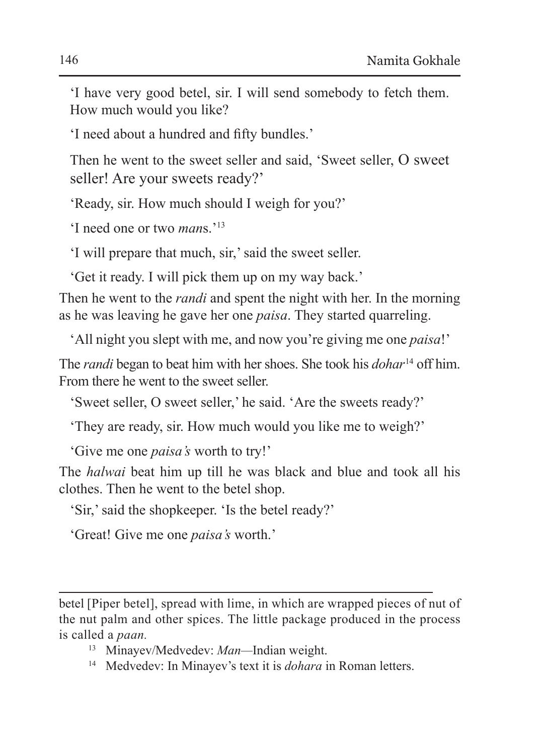'I have very good betel, sir. I will send somebody to fetch them. How much would you like?

'I need about a hundred and fifty bundles.'

Then he went to the sweet seller and said, 'Sweet seller, O sweet seller! Are your sweets ready?'

'Ready, sir. How much should I weigh for you?'

'I need one or two *man*s.'[13]

'I will prepare that much, sir,' said the sweet seller.

'Get it ready. I will pick them up on my way back.'

Then he went to the *randi* and spent the night with her. In the morning as he was leaving he gave her one *paisa*. They started quarreling.

'All night you slept with me, and now you're giving me one *paisa*!'

The *randi* began to beat him with her shoes. She took his *dohar*[14] off him. From there he went to the sweet seller.

'Sweet seller, O sweet seller,' he said. 'Are the sweets ready?'

'They are ready, sir. How much would you like me to weigh?'

'Give me one *paisa's* worth to try!'

The *halwai* beat him up till he was black and blue and took all his clothes. Then he went to the betel shop.

'Sir,' said the shopkeeper. 'Is the betel ready?'

'Great! Give me one *paisa's* worth.'

---

betel [Piper betel], spread with lime, in which are wrapped pieces of nut of the nut palm and other spices. The little package produced in the process is called a *paan.*

[13] Minayev/Medvedev: *Man*—Indian weight.

[14] Medvedev: In Minayev's text it is *dohara* in Roman letters.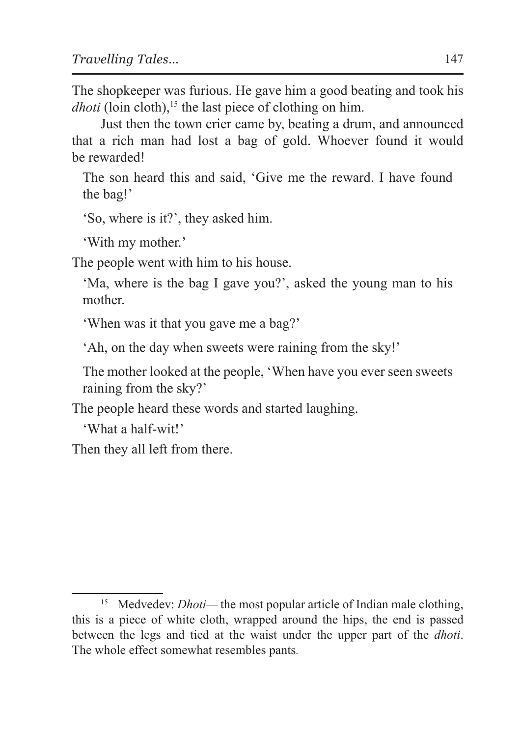The shopkeeper was furious. He gave him a good beating and took his *dhoti* (loin cloth),[15] the last piece of clothing on him.

Just then the town crier came by, beating a drum, and announced that a rich man had lost a bag of gold. Whoever found it would be rewarded!

The son heard this and said, 'Give me the reward. I have found the bag!'

'So, where is it?', they asked him.

'With my mother.'

The people went with him to his house.

'Ma, where is the bag I gave you?', asked the young man to his mother.

'When was it that you gave me a bag?'

'Ah, on the day when sweets were raining from the sky!'

The mother looked at the people, 'When have you ever seen sweets raining from the sky?'

The people heard these words and started laughing.

'What a half-wit!'

Then they all left from there.

---

[15] Medvedev: *Dhoti*— the most popular article of Indian male clothing, this is a piece of white cloth, wrapped around the hips, the end is passed between the legs and tied at the waist under the upper part of the *dhoti*. The whole effect somewhat resembles pants.